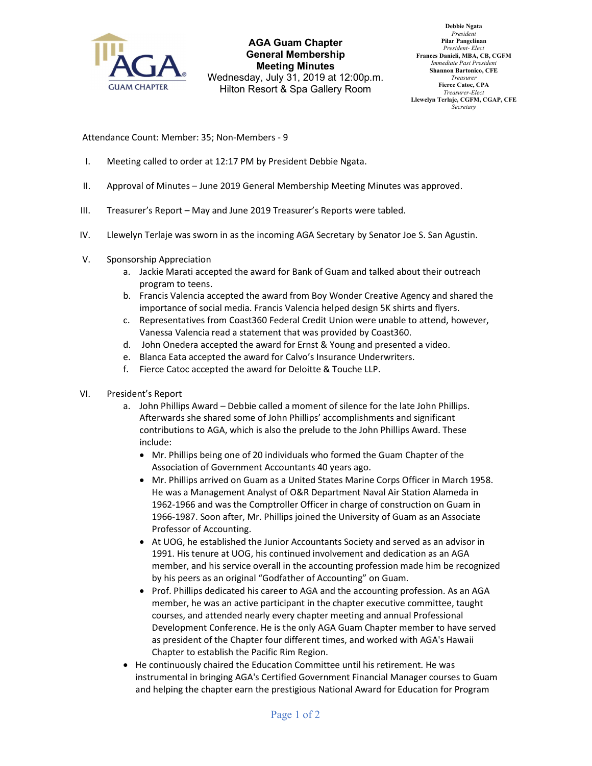# AGA Guam Chapter
## General Membership
## Meeting Minutes

Wednesday, July 31, 2019 at 12:00p.m.
Hilton Resort & Spa Gallery Room

**Debbie Ngata**
*President*
**Pilar Pangelinan**
*President- Elect*
**Frances Danieli, MBA, CB, CGFM**
*Immediate Past President*
**Shannon Bartonico, CFE**
*Treasurer*
**Fierce Catoc, CPA**
*Treasurer-Elect*
**Llewelyn Terlaje, CGFM, CGAP, CFE**
*Secretary*

Attendance Count: Member: 35; Non-Members - 9

I. Meeting called to order at 12:17 PM by President Debbie Ngata.

II. Approval of Minutes – June 2019 General Membership Meeting Minutes was approved.

III. Treasurer's Report – May and June 2019 Treasurer's Reports were tabled.

IV. Llewelyn Terlaje was sworn in as the incoming AGA Secretary by Senator Joe S. San Agustin.

V. Sponsorship Appreciation
   a. Jackie Marati accepted the award for Bank of Guam and talked about their outreach program to teens.
   b. Francis Valencia accepted the award from Boy Wonder Creative Agency and shared the importance of social media. Francis Valencia helped design 5K shirts and flyers.
   c. Representatives from Coast360 Federal Credit Union were unable to attend, however, Vanessa Valencia read a statement that was provided by Coast360.
   d. John Onedera accepted the award for Ernst & Young and presented a video.
   e. Blanca Eata accepted the award for Calvo's Insurance Underwriters.
   f. Fierce Catoc accepted the award for Deloitte & Touche LLP.

VI. President's Report
   a. John Phillips Award – Debbie called a moment of silence for the late John Phillips. Afterwards she shared some of John Phillips' accomplishments and significant contributions to AGA, which is also the prelude to the John Phillips Award. These include:
      - Mr. Phillips being one of 20 individuals who formed the Guam Chapter of the Association of Government Accountants 40 years ago.
      - Mr. Phillips arrived on Guam as a United States Marine Corps Officer in March 1958. He was a Management Analyst of O&R Department Naval Air Station Alameda in 1962-1966 and was the Comptroller Officer in charge of construction on Guam in 1966-1987. Soon after, Mr. Phillips joined the University of Guam as an Associate Professor of Accounting.
      - At UOG, he established the Junior Accountants Society and served as an advisor in 1991. His tenure at UOG, his continued involvement and dedication as an AGA member, and his service overall in the accounting profession made him be recognized by his peers as an original "Godfather of Accounting" on Guam.
      - Prof. Phillips dedicated his career to AGA and the accounting profession. As an AGA member, he was an active participant in the chapter executive committee, taught courses, and attended nearly every chapter meeting and annual Professional Development Conference. He is the only AGA Guam Chapter member to have served as president of the Chapter four different times, and worked with AGA's Hawaii Chapter to establish the Pacific Rim Region.
   - He continuously chaired the Education Committee until his retirement. He was instrumental in bringing AGA's Certified Government Financial Manager courses to Guam and helping the chapter earn the prestigious National Award for Education for Program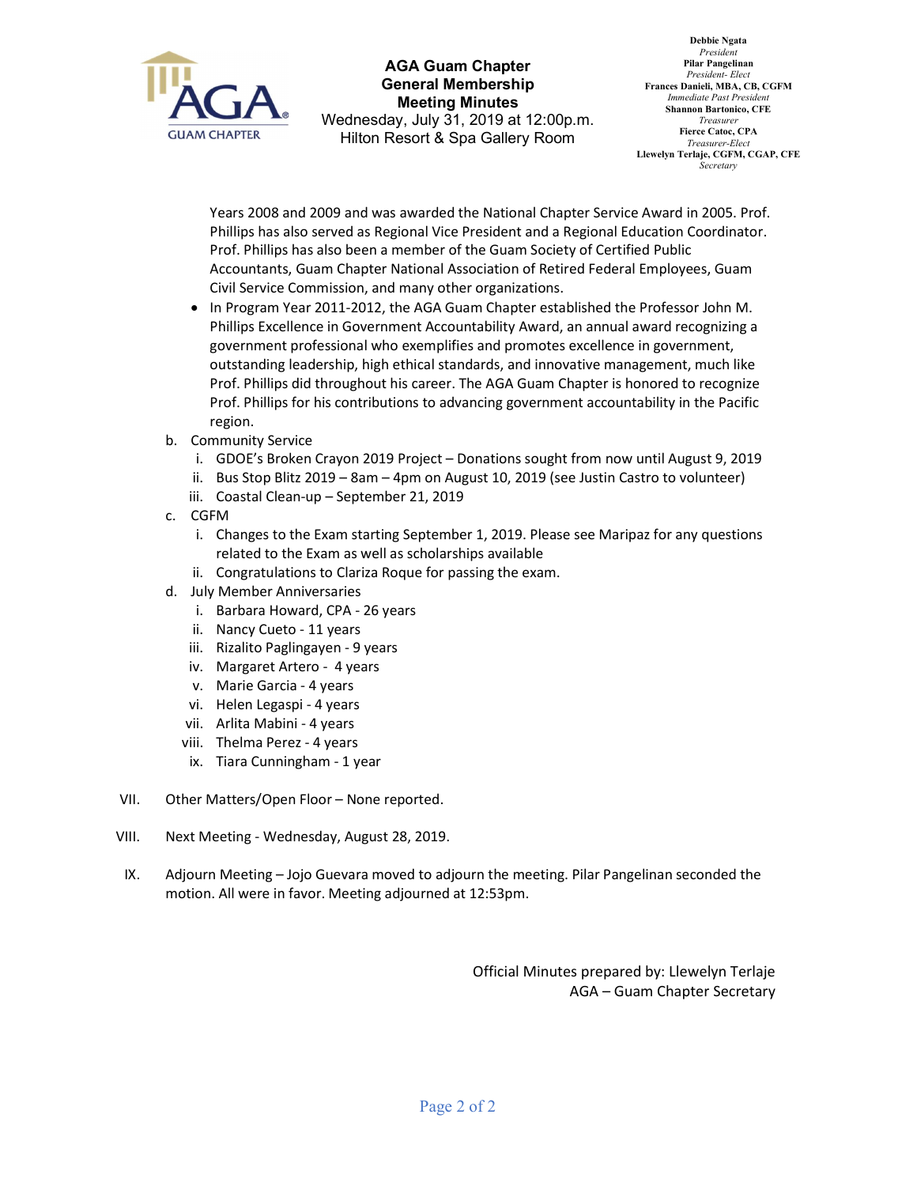Years 2008 and 2009 and was awarded the National Chapter Service Award in 2005. Prof. Phillips has also served as Regional Vice President and a Regional Education Coordinator. Prof. Phillips has also been a member of the Guam Society of Certified Public Accountants, Guam Chapter National Association of Retired Federal Employees, Guam Civil Service Commission, and many other organizations.

- In Program Year 2011-2012, the AGA Guam Chapter established the Professor John M. Phillips Excellence in Government Accountability Award, an annual award recognizing a government professional who exemplifies and promotes excellence in government, outstanding leadership, high ethical standards, and innovative management, much like Prof. Phillips did throughout his career. The AGA Guam Chapter is honored to recognize Prof. Phillips for his contributions to advancing government accountability in the Pacific region.

b. Community Service
   i. GDOE's Broken Crayon 2019 Project – Donations sought from now until August 9, 2019
   ii. Bus Stop Blitz 2019 – 8am – 4pm on August 10, 2019 (see Justin Castro to volunteer)
   iii. Coastal Clean-up – September 21, 2019

c. CGFM
   i. Changes to the Exam starting September 1, 2019. Please see Maripaz for any questions related to the Exam as well as scholarships available
   ii. Congratulations to Clariza Roque for passing the exam.

d. July Member Anniversaries
   i. Barbara Howard, CPA - 26 years
   ii. Nancy Cueto - 11 years
   iii. Rizalito Paglingayen - 9 years
   iv. Margaret Artero - 4 years
   v. Marie Garcia - 4 years
   vi. Helen Legaspi - 4 years
   vii. Arlita Mabini - 4 years
   viii. Thelma Perez - 4 years
   ix. Tiara Cunningham - 1 year

VII. Other Matters/Open Floor – None reported.

VIII. Next Meeting - Wednesday, August 28, 2019.

IX. Adjourn Meeting – Jojo Guevara moved to adjourn the meeting. Pilar Pangelinan seconded the motion. All were in favor. Meeting adjourned at 12:53pm.

Official Minutes prepared by: Llewelyn Terlaje
AGA – Guam Chapter Secretary